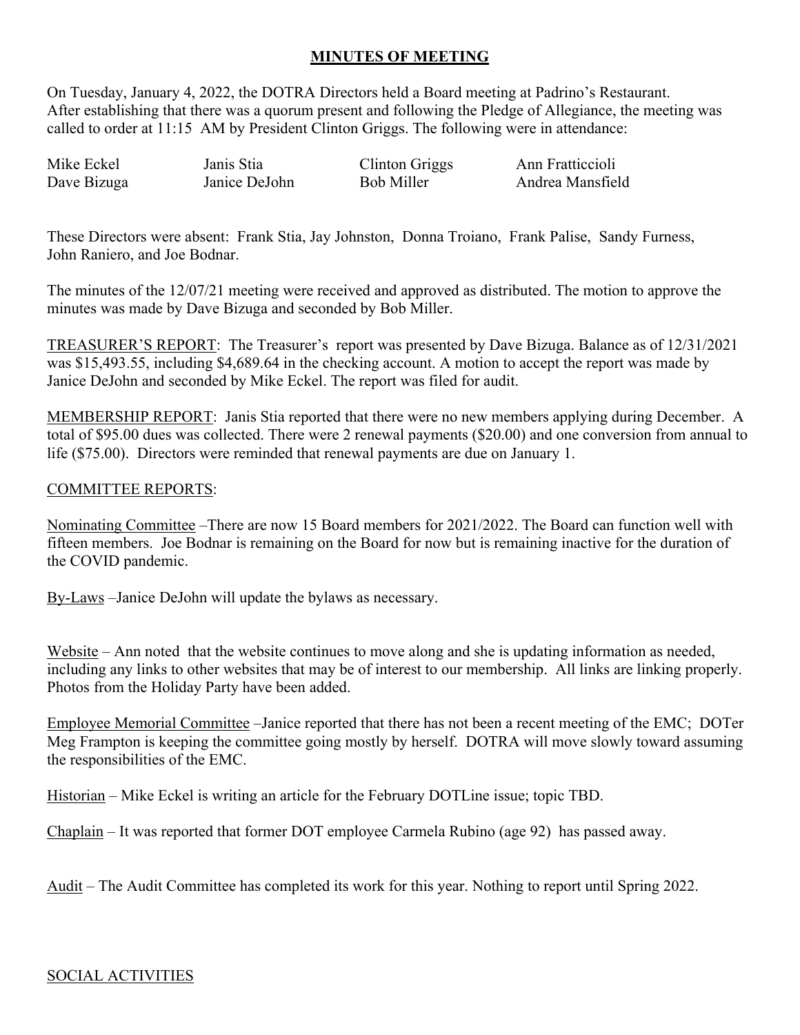# MINUTES OF MEETING

On Tuesday, January 4, 2022, the DOTRA Directors held a Board meeting at Padrino's Restaurant. After establishing that there was a quorum present and following the Pledge of Allegiance, the meeting was called to order at 11:15 AM by President Clinton Griggs. The following were in attendance:

| | | | |
|---|---|---|---|
| Mike Eckel | Janis Stia | Clinton Griggs | Ann Fratticcioli |
| Dave Bizuga | Janice DeJohn | Bob Miller | Andrea Mansfield |

These Directors were absent: Frank Stia, Jay Johnston, Donna Troiano, Frank Palise, Sandy Furness, John Raniero, and Joe Bodnar.

The minutes of the 12/07/21 meeting were received and approved as distributed. The motion to approve the minutes was made by Dave Bizuga and seconded by Bob Miller.

TREASURER'S REPORT: The Treasurer's report was presented by Dave Bizuga. Balance as of 12/31/2021 was $15,493.55, including $4,689.64 in the checking account. A motion to accept the report was made by Janice DeJohn and seconded by Mike Eckel. The report was filed for audit.

MEMBERSHIP REPORT: Janis Stia reported that there were no new members applying during December. A total of $95.00 dues was collected. There were 2 renewal payments ($20.00) and one conversion from annual to life ($75.00). Directors were reminded that renewal payments are due on January 1.

COMMITTEE REPORTS:

Nominating Committee –There are now 15 Board members for 2021/2022. The Board can function well with fifteen members. Joe Bodnar is remaining on the Board for now but is remaining inactive for the duration of the COVID pandemic.

By-Laws –Janice DeJohn will update the bylaws as necessary.

Website – Ann noted that the website continues to move along and she is updating information as needed, including any links to other websites that may be of interest to our membership. All links are linking properly. Photos from the Holiday Party have been added.

Employee Memorial Committee –Janice reported that there has not been a recent meeting of the EMC; DOTer Meg Frampton is keeping the committee going mostly by herself. DOTRA will move slowly toward assuming the responsibilities of the EMC.

Historian – Mike Eckel is writing an article for the February DOTLine issue; topic TBD.

Chaplain – It was reported that former DOT employee Carmela Rubino (age 92) has passed away.

Audit – The Audit Committee has completed its work for this year. Nothing to report until Spring 2022.

SOCIAL ACTIVITIES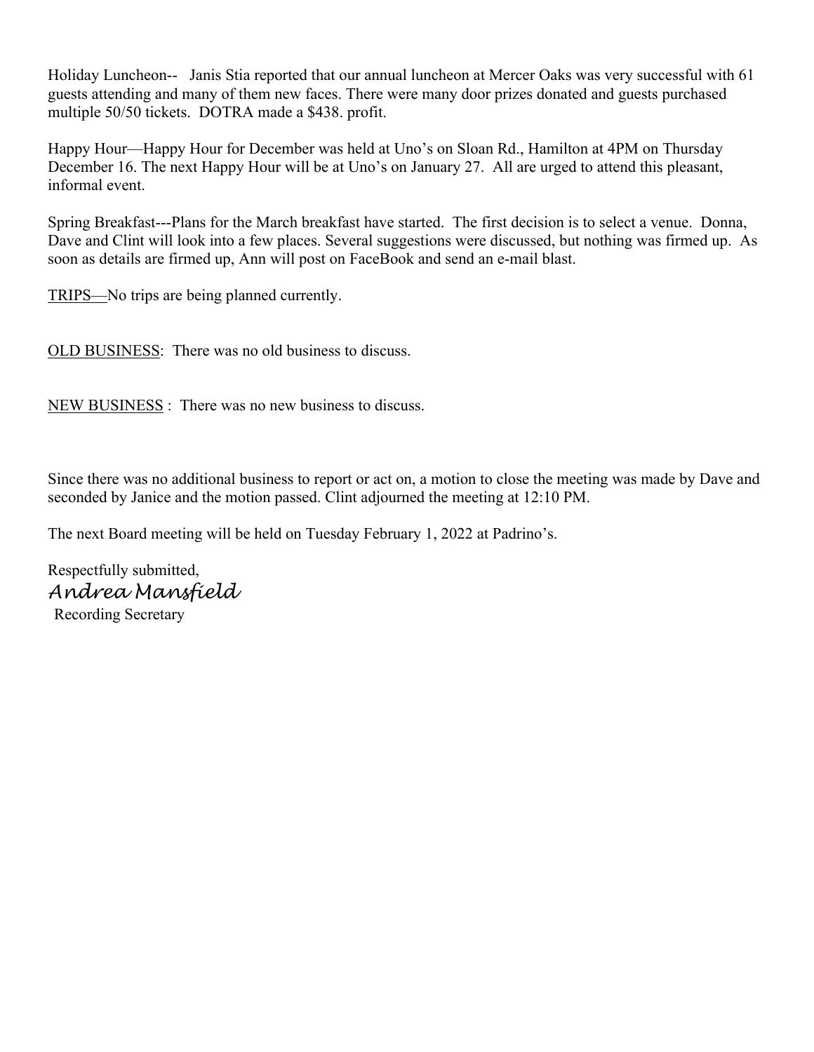Holiday Luncheon-- Janis Stia reported that our annual luncheon at Mercer Oaks was very successful with 61 guests attending and many of them new faces. There were many door prizes donated and guests purchased multiple 50/50 tickets. DOTRA made a $438. profit.

Happy Hour—Happy Hour for December was held at Uno's on Sloan Rd., Hamilton at 4PM on Thursday December 16. The next Happy Hour will be at Uno's on January 27. All are urged to attend this pleasant, informal event.

Spring Breakfast---Plans for the March breakfast have started. The first decision is to select a venue. Donna, Dave and Clint will look into a few places. Several suggestions were discussed, but nothing was firmed up. As soon as details are firmed up, Ann will post on FaceBook and send an e-mail blast.

<u>TRIPS</u>—No trips are being planned currently.

<u>OLD BUSINESS</u>: There was no old business to discuss.

<u>NEW BUSINESS</u> : There was no new business to discuss.

Since there was no additional business to report or act on, a motion to close the meeting was made by Dave and seconded by Janice and the motion passed. Clint adjourned the meeting at 12:10 PM.

The next Board meeting will be held on Tuesday February 1, 2022 at Padrino's.

Respectfully submitted,
*Andrea Mansfield*
Recording Secretary